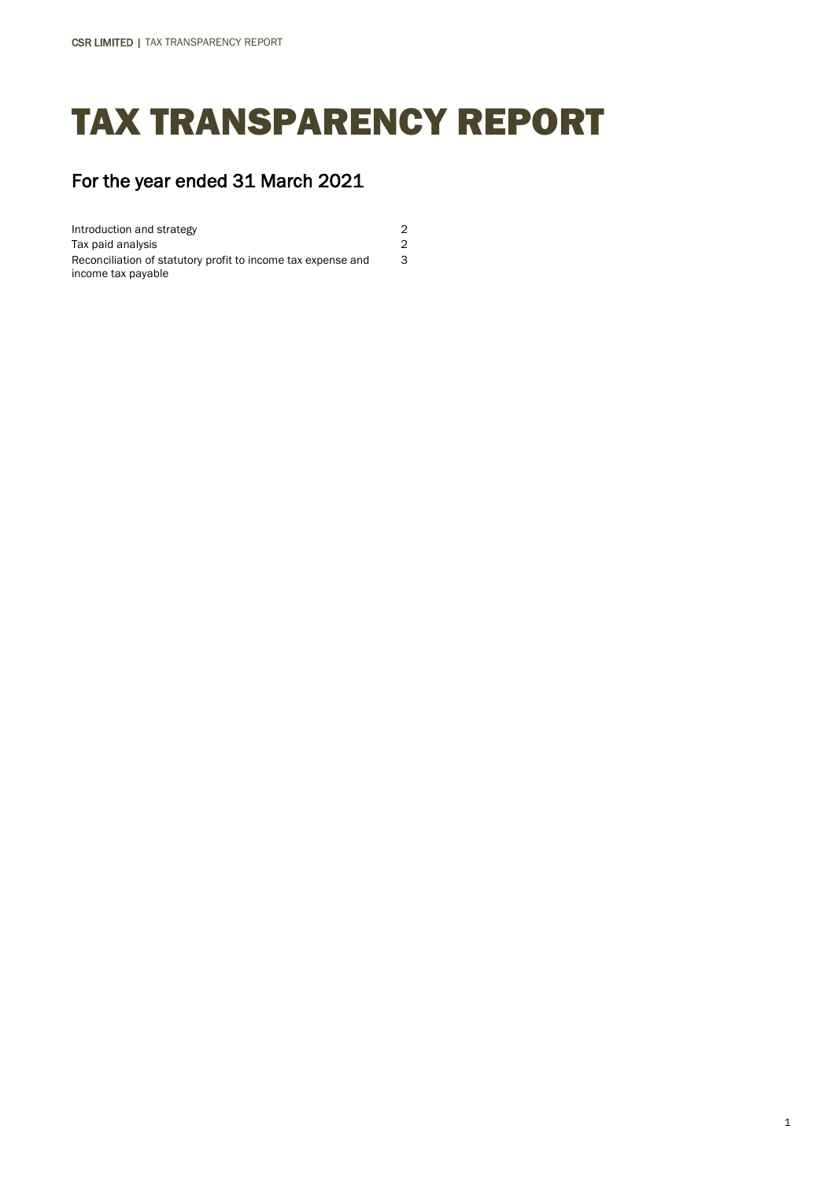# TAX TRANSPARENCY REPORT

## For the year ended 31 March 2021

| | |
|---|---|
| Introduction and strategy | 2 |
| Tax paid analysis | 2 |
| Reconciliation of statutory profit to income tax expense and income tax payable | 3 |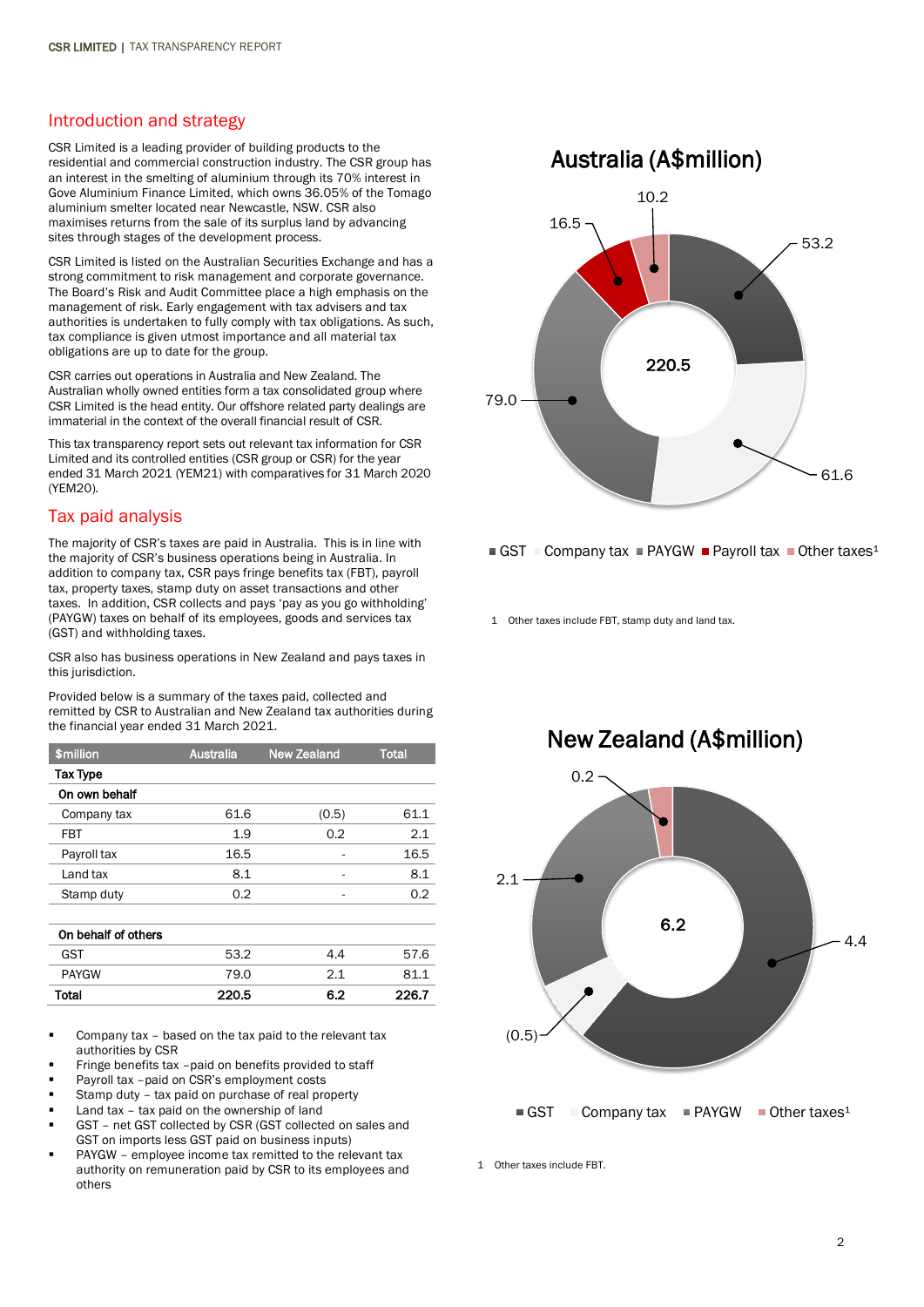## Introduction and strategy

CSR Limited is a leading provider of building products to the residential and commercial construction industry. The CSR group has an interest in the smelting of aluminium through its 70% interest in Gove Aluminium Finance Limited, which owns 36.05% of the Tomago aluminium smelter located near Newcastle, NSW. CSR also maximises returns from the sale of its surplus land by advancing sites through stages of the development process.

CSR Limited is listed on the Australian Securities Exchange and has a strong commitment to risk management and corporate governance. The Board's Risk and Audit Committee place a high emphasis on the management of risk. Early engagement with tax advisers and tax authorities is undertaken to fully comply with tax obligations. As such, tax compliance is given utmost importance and all material tax obligations are up to date for the group.

CSR carries out operations in Australia and New Zealand. The Australian wholly owned entities form a tax consolidated group where CSR Limited is the head entity. Our offshore related party dealings are immaterial in the context of the overall financial result of CSR.

This tax transparency report sets out relevant tax information for CSR Limited and its controlled entities (CSR group or CSR) for the year ended 31 March 2021 (YEM21) with comparatives for 31 March 2020 (YEM20).

## Tax paid analysis

The majority of CSR's taxes are paid in Australia. This is in line with the majority of CSR's business operations being in Australia. In addition to company tax, CSR pays fringe benefits tax (FBT), payroll tax, property taxes, stamp duty on asset transactions and other taxes. In addition, CSR collects and pays 'pay as you go withholding' (PAYGW) taxes on behalf of its employees, goods and services tax (GST) and withholding taxes.

CSR also has business operations in New Zealand and pays taxes in this jurisdiction.

Provided below is a summary of the taxes paid, collected and remitted by CSR to Australian and New Zealand tax authorities during the financial year ended 31 March 2021.

| $million | Australia | New Zealand | Total |
|---|---|---|---|
| **Tax Type** | | | |
| **On own behalf** | | | |
| Company tax | 61.6 | (0.5) | 61.1 |
| FBT | 1.9 | 0.2 | 2.1 |
| Payroll tax | 16.5 | - | 16.5 |
| Land tax | 8.1 | - | 8.1 |
| Stamp duty | 0.2 | - | 0.2 |
| **On behalf of others** | | | |
| GST | 53.2 | 4.4 | 57.6 |
| PAYGW | 79.0 | 2.1 | 81.1 |
| **Total** | **220.5** | **6.2** | **226.7** |

- Company tax – based on the tax paid to the relevant tax authorities by CSR
- Fringe benefits tax –paid on benefits provided to staff
- Payroll tax –paid on CSR's employment costs
- Stamp duty – tax paid on purchase of real property
- Land tax – tax paid on the ownership of land
- GST – net GST collected by CSR (GST collected on sales and GST on imports less GST paid on business inputs)
- PAYGW – employee income tax remitted to the relevant tax authority on remuneration paid by CSR to its employees and others

### Australia (A$million)

Total: 220.5 — GST 53.2; Company tax 61.6; PAYGW 79.0; Payroll tax 16.5; Other taxes[1] 10.2

1 Other taxes include FBT, stamp duty and land tax.

### New Zealand (A$million)

Total: 6.2 — GST 4.4; Company tax (0.5); PAYGW 2.1; Other taxes[1] 0.2

1 Other taxes include FBT.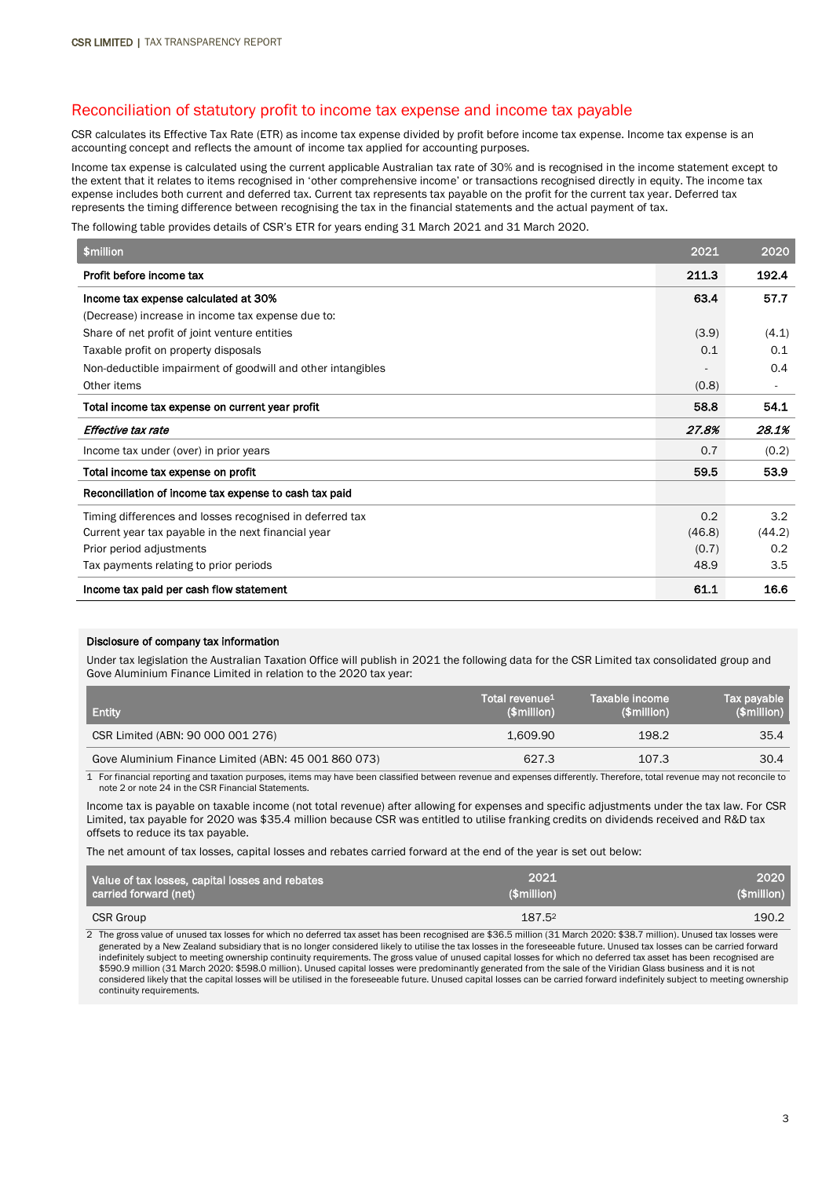## Reconciliation of statutory profit to income tax expense and income tax payable

CSR calculates its Effective Tax Rate (ETR) as income tax expense divided by profit before income tax. Income tax expense is an accounting concept and reflects the amount of income tax applied for accounting purposes.

Income tax expense is calculated using the current applicable Australian tax rate of 30% and is recognised in the income statement except to the extent that it relates to items recognised in 'other comprehensive income' or transactions recognised directly in equity. The income tax expense includes both current and deferred tax. Current tax represents tax payable on the profit for the current tax year. Deferred tax represents the timing difference between recognising the tax in the financial statements and the actual payment of tax.

The following table provides details of CSR's ETR for years ending 31 March 2021 and 31 March 2020.

| $million | 2021 | 2020 |
|---|---|---|
| **Profit before income tax** | **211.3** | **192.4** |
| **Income tax expense calculated at 30%** | **63.4** | **57.7** |
| (Decrease) increase in income tax expense due to: | | |
| Share of net profit of joint venture entities | (3.9) | (4.1) |
| Taxable profit on property disposals | 0.1 | 0.1 |
| Non-deductible impairment of goodwill and other intangibles | - | 0.4 |
| Other items | (0.8) | - |
| **Total income tax expense on current year profit** | **58.8** | **54.1** |
| ***Effective tax rate*** | ***27.8%*** | ***28.1%*** |
| Income tax under (over) in prior years | 0.7 | (0.2) |
| **Total income tax expense on profit** | **59.5** | **53.9** |
| **Reconciliation of income tax expense to cash tax paid** | | |
| Timing differences and losses recognised in deferred tax | 0.2 | 3.2 |
| Current year tax payable in the next financial year | (46.8) | (44.2) |
| Prior period adjustments | (0.7) | 0.2 |
| Tax payments relating to prior periods | 48.9 | 3.5 |
| **Income tax paid per cash flow statement** | **61.1** | **16.6** |

**Disclosure of company tax information**

Under tax legislation the Australian Taxation Office will publish in 2021 the following data for the CSR Limited tax consolidated group and Gove Aluminium Finance Limited in relation to the 2020 tax year:

| Entity | Total revenue[1] ($million) | Taxable income ($million) | Tax payable ($million) |
|---|---|---|---|
| CSR Limited (ABN: 90 000 001 276) | 1,609.90 | 198.2 | 35.4 |
| Gove Aluminium Finance Limited (ABN: 45 001 860 073) | 627.3 | 107.3 | 30.4 |

1 For financial reporting and taxation purposes, items may have been classified between revenue and expenses differently. Therefore, total revenue may not reconcile to note 2 or note 24 in the CSR Financial Statements.

Income tax is payable on taxable income (not total revenue) after allowing for expenses and specific adjustments under the tax law. For CSR Limited, tax payable for 2020 was $35.4 million because CSR was entitled to utilise franking credits on dividends received and R&D tax offsets to reduce its tax payable.

The net amount of tax losses, capital losses and rebates carried forward at the end of the year is set out below:

| Value of tax losses, capital losses and rebates carried forward (net) | 2021 ($million) | 2020 ($million) |
|---|---|---|
| CSR Group | 187.5[2] | 190.2 |

2 The gross value of unused tax losses for which no deferred tax asset has been recognised are $36.5 million (31 March 2020: $38.7 million). Unused tax losses were generated by a New Zealand subsidiary that is no longer considered likely to utilise the tax losses in the foreseeable future. Unused tax losses can be carried forward indefinitely subject to meeting ownership continuity requirements. The gross value of unused capital losses for which no deferred tax asset has been recognised are $590.9 million (31 March 2020: $598.0 million). Unused capital losses were predominantly generated from the sale of the Viridian Glass business and it is not considered likely that the capital losses will be utilised in the foreseeable future. Unused capital losses can be carried forward indefinitely subject to meeting ownership continuity requirements.